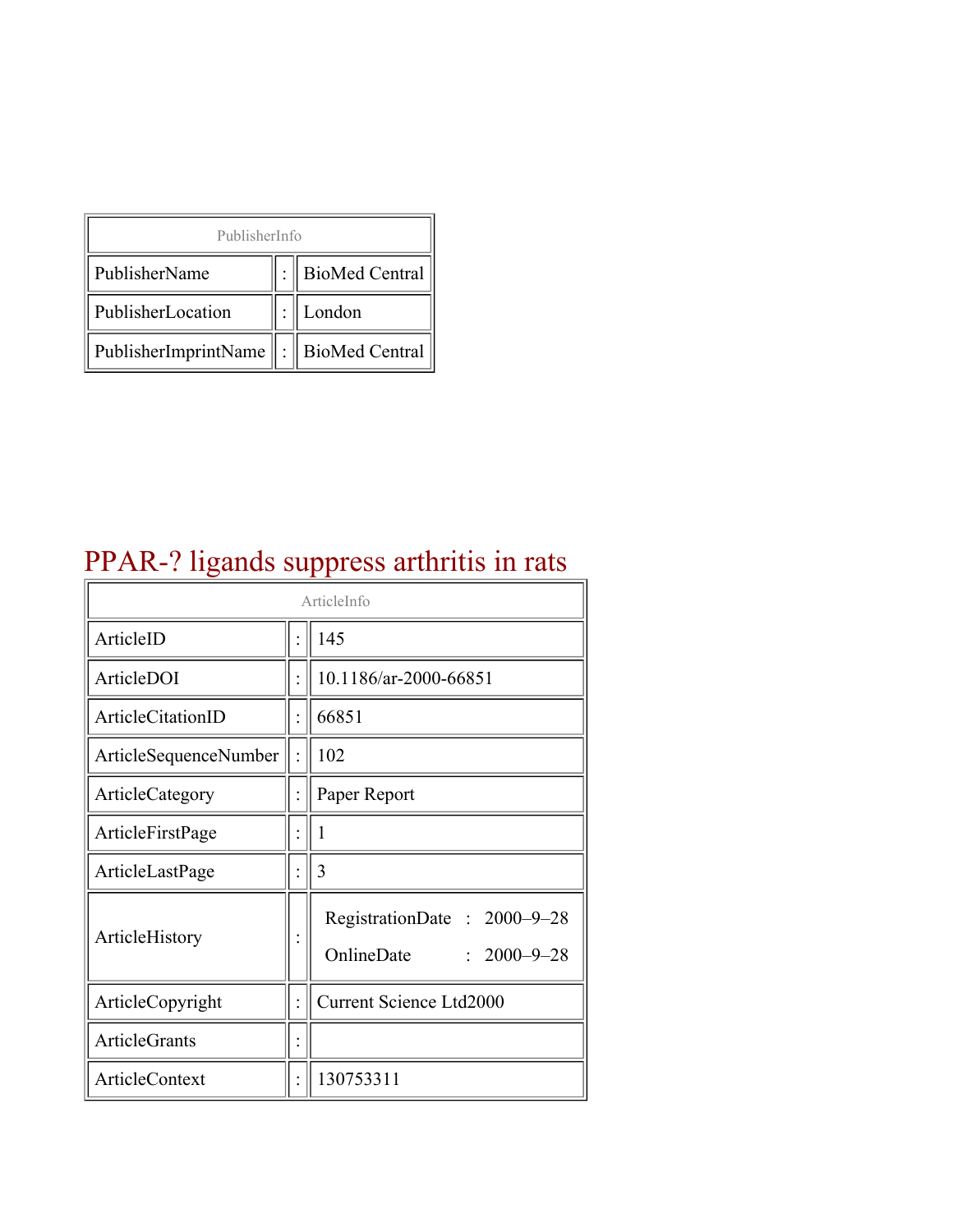| PublisherInfo | | |
|---|---|---|
| PublisherName | : | BioMed Central |
| PublisherLocation | : | London |
| PublisherImprintName | : | BioMed Central |

# PPAR-? ligands suppress arthritis in rats

| ArticleInfo | | |
|---|---|---|
| ArticleID | : | 145 |
| ArticleDOI | : | 10.1186/ar-2000-66851 |
| ArticleCitationID | : | 66851 |
| ArticleSequenceNumber | : | 102 |
| ArticleCategory | : | Paper Report |
| ArticleFirstPage | : | 1 |
| ArticleLastPage | : | 3 |
| ArticleHistory | : | RegistrationDate : 2000–9–28<br>OnlineDate : 2000–9–28 |
| ArticleCopyright | : | Current Science Ltd2000 |
| ArticleGrants | : | |
| ArticleContext | : | 130753311 |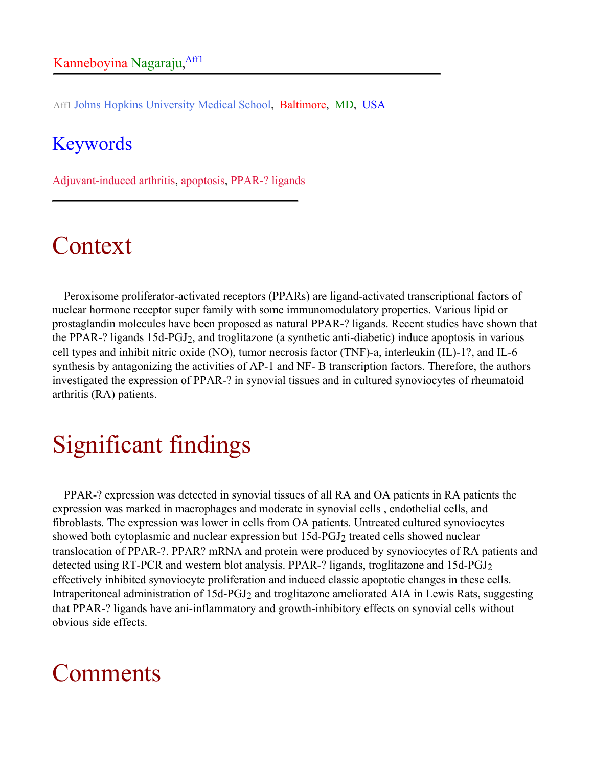Kanneboyina Nagaraju,[Aff1]

[Aff1] Johns Hopkins University Medical School, Baltimore, MD, USA

## Keywords

Adjuvant-induced arthritis, apoptosis, PPAR-? ligands

# Context

Peroxisome proliferator-activated receptors (PPARs) are ligand-activated transcriptional factors of nuclear hormone receptor super family with some immunomodulatory properties. Various lipid or prostaglandin molecules have been proposed as natural PPAR-? ligands. Recent studies have shown that the PPAR-? ligands 15d-$PGJ_2$, and troglitazone (a synthetic anti-diabetic) induce apoptosis in various cell types and inhibit nitric oxide (NO), tumor necrosis factor (TNF)-a, interleukin (IL)-1?, and IL-6 synthesis by antagonizing the activities of AP-1 and NF- B transcription factors. Therefore, the authors investigated the expression of PPAR-? in synovial tissues and in cultured synoviocytes of rheumatoid arthritis (RA) patients.

# Significant findings

PPAR-? expression was detected in synovial tissues of all RA and OA patients in RA patients the expression was marked in macrophages and moderate in synovial cells , endothelial cells, and fibroblasts. The expression was lower in cells from OA patients. Untreated cultured synoviocytes showed both cytoplasmic and nuclear expression but 15d-$PGJ_2$ treated cells showed nuclear translocation of PPAR-?. PPAR? mRNA and protein were produced by synoviocytes of RA patients and detected using RT-PCR and western blot analysis. PPAR-? ligands, troglitazone and 15d-$PGJ_2$ effectively inhibited synoviocyte proliferation and induced classic apoptotic changes in these cells. Intraperitoneal administration of 15d-$PGJ_2$ and troglitazone ameliorated AIA in Lewis Rats, suggesting that PPAR-? ligands have ani-inflammatory and growth-inhibitory effects on synovial cells without obvious side effects.

# Comments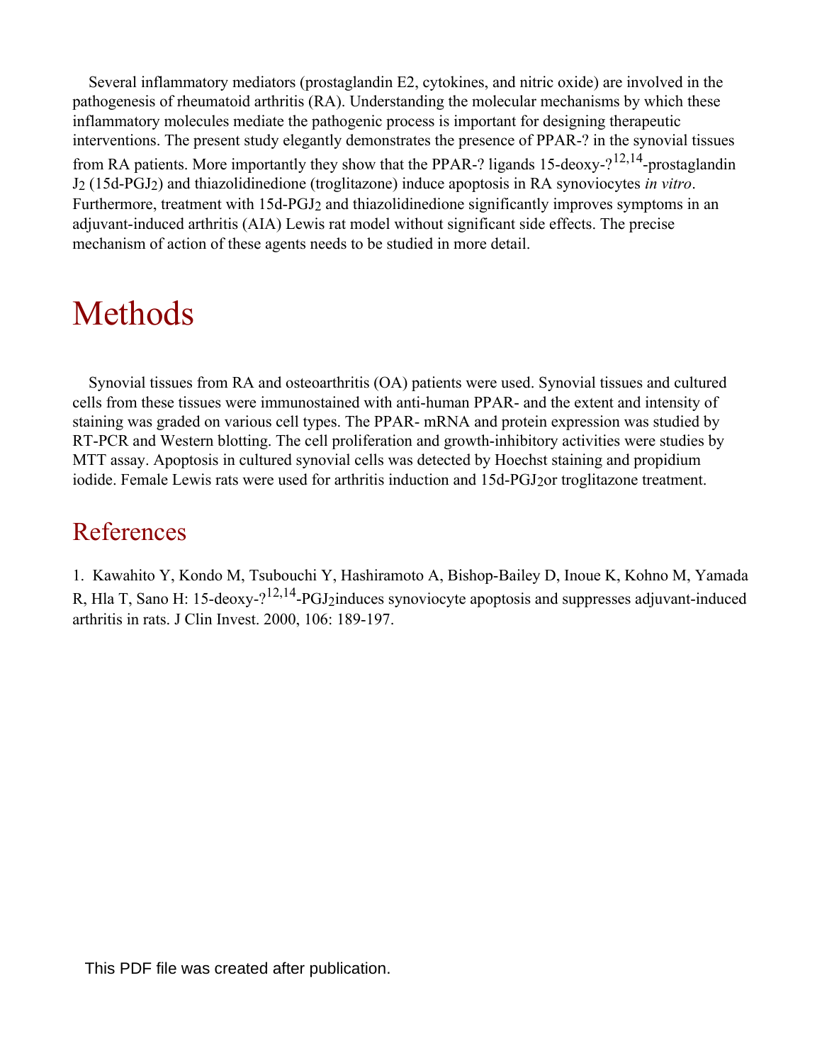Several inflammatory mediators (prostaglandin E2, cytokines, and nitric oxide) are involved in the pathogenesis of rheumatoid arthritis (RA). Understanding the molecular mechanisms by which these inflammatory molecules mediate the pathogenic process is important for designing therapeutic interventions. The present study elegantly demonstrates the presence of PPAR-? in the synovial tissues from RA patients. More importantly they show that the PPAR-? ligands 15-deoxy-?$^{12,14}$-prostaglandin $J_2$ (15d-$PGJ_2$) and thiazolidinedione (troglitazone) induce apoptosis in RA synoviocytes *in vitro*. Furthermore, treatment with 15d-$PGJ_2$ and thiazolidinedione significantly improves symptoms in an adjuvant-induced arthritis (AIA) Lewis rat model without significant side effects. The precise mechanism of action of these agents needs to be studied in more detail.

# Methods

Synovial tissues from RA and osteoarthritis (OA) patients were used. Synovial tissues and cultured cells from these tissues were immunostained with anti-human PPAR- and the extent and intensity of staining was graded on various cell types. The PPAR- mRNA and protein expression was studied by RT-PCR and Western blotting. The cell proliferation and growth-inhibitory activities were studies by MTT assay. Apoptosis in cultured synovial cells was detected by Hoechst staining and propidium iodide. Female Lewis rats were used for arthritis induction and 15d-$PGJ_2$or troglitazone treatment.

## References

1. Kawahito Y, Kondo M, Tsubouchi Y, Hashiramoto A, Bishop-Bailey D, Inoue K, Kohno M, Yamada R, Hla T, Sano H: 15-deoxy-?$^{12,14}$-$PGJ_2$induces synoviocyte apoptosis and suppresses adjuvant-induced arthritis in rats. J Clin Invest. 2000, 106: 189-197.

This PDF file was created after publication.